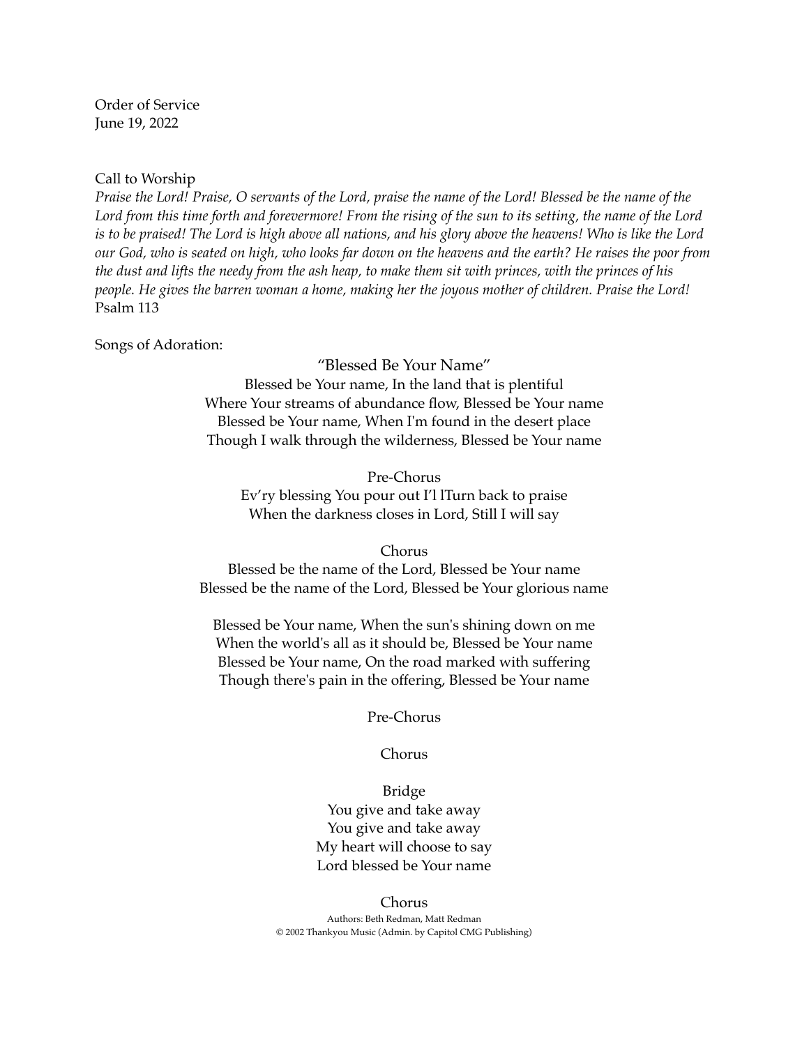Order of Service
June 19, 2022

Call to Worship

*Praise the Lord! Praise, O servants of the Lord, praise the name of the Lord! Blessed be the name of the Lord from this time forth and forevermore! From the rising of the sun to its setting, the name of the Lord is to be praised! The Lord is high above all nations, and his glory above the heavens! Who is like the Lord our God, who is seated on high, who looks far down on the heavens and the earth? He raises the poor from the dust and lifts the needy from the ash heap, to make them sit with princes, with the princes of his people. He gives the barren woman a home, making her the joyous mother of children. Praise the Lord!*
Psalm 113

Songs of Adoration:

"Blessed Be Your Name"

Blessed be Your name, In the land that is plentiful
Where Your streams of abundance flow, Blessed be Your name
Blessed be Your name, When I'm found in the desert place
Though I walk through the wilderness, Blessed be Your name

Pre-Chorus
Ev'ry blessing You pour out I'l lTurn back to praise
When the darkness closes in Lord, Still I will say

Chorus
Blessed be the name of the Lord, Blessed be Your name
Blessed be the name of the Lord, Blessed be Your glorious name

Blessed be Your name, When the sun's shining down on me
When the world's all as it should be, Blessed be Your name
Blessed be Your name, On the road marked with suffering
Though there's pain in the offering, Blessed be Your name

Pre-Chorus

Chorus

Bridge
You give and take away
You give and take away
My heart will choose to say
Lord blessed be Your name

Chorus

Authors: Beth Redman, Matt Redman
© 2002 Thankyou Music (Admin. by Capitol CMG Publishing)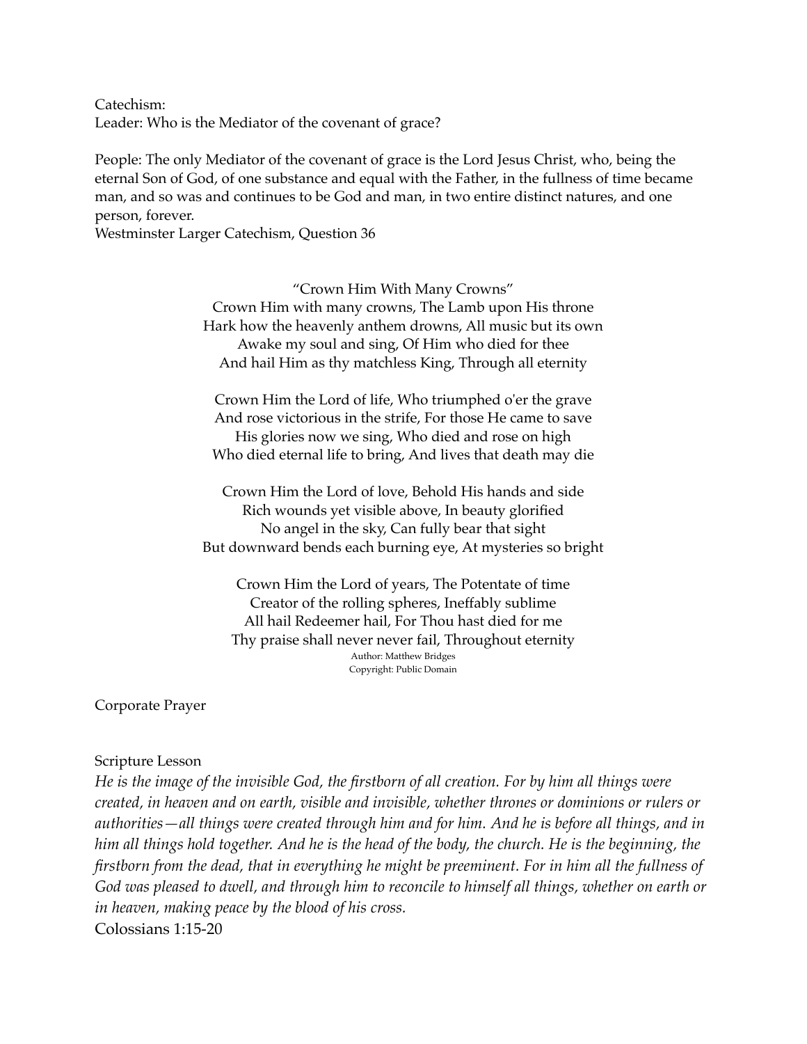Catechism:
Leader: Who is the Mediator of the covenant of grace?

People: The only Mediator of the covenant of grace is the Lord Jesus Christ, who, being the eternal Son of God, of one substance and equal with the Father, in the fullness of time became man, and so was and continues to be God and man, in two entire distinct natures, and one person, forever.
Westminster Larger Catechism, Question 36

"Crown Him With Many Crowns"
Crown Him with many crowns, The Lamb upon His throne
Hark how the heavenly anthem drowns, All music but its own
Awake my soul and sing, Of Him who died for thee
And hail Him as thy matchless King, Through all eternity

Crown Him the Lord of life, Who triumphed o'er the grave
And rose victorious in the strife, For those He came to save
His glories now we sing, Who died and rose on high
Who died eternal life to bring, And lives that death may die

Crown Him the Lord of love, Behold His hands and side
Rich wounds yet visible above, In beauty glorified
No angel in the sky, Can fully bear that sight
But downward bends each burning eye, At mysteries so bright

Crown Him the Lord of years, The Potentate of time
Creator of the rolling spheres, Ineffably sublime
All hail Redeemer hail, For Thou hast died for me
Thy praise shall never never fail, Throughout eternity
Author: Matthew Bridges
Copyright: Public Domain

Corporate Prayer

Scripture Lesson
*He is the image of the invisible God, the firstborn of all creation. For by him all things were created, in heaven and on earth, visible and invisible, whether thrones or dominions or rulers or authorities—all things were created through him and for him. And he is before all things, and in him all things hold together. And he is the head of the body, the church. He is the beginning, the firstborn from the dead, that in everything he might be preeminent. For in him all the fullness of God was pleased to dwell, and through him to reconcile to himself all things, whether on earth or in heaven, making peace by the blood of his cross.*
Colossians 1:15-20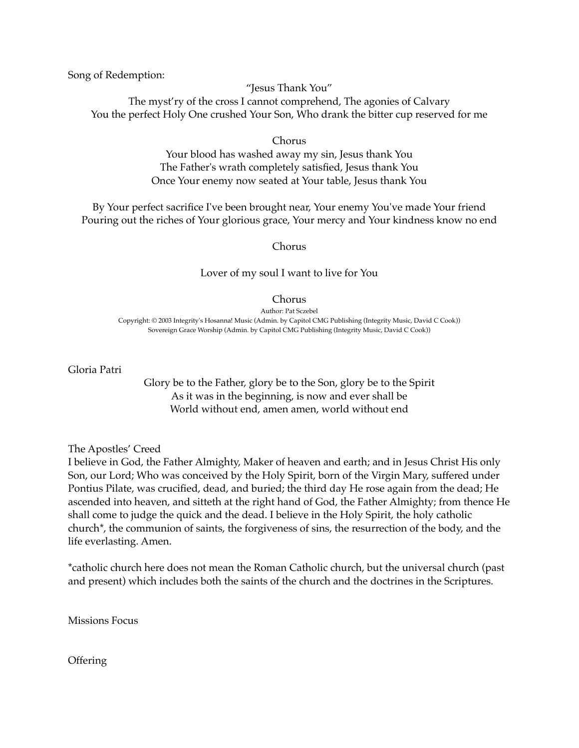Song of Redemption:

"Jesus Thank You"

The myst'ry of the cross I cannot comprehend, The agonies of Calvary
You the perfect Holy One crushed Your Son, Who drank the bitter cup reserved for me

Chorus

Your blood has washed away my sin, Jesus thank You
The Father's wrath completely satisfied, Jesus thank You
Once Your enemy now seated at Your table, Jesus thank You

By Your perfect sacrifice I've been brought near, Your enemy You've made Your friend
Pouring out the riches of Your glorious grace, Your mercy and Your kindness know no end

Chorus

Lover of my soul I want to live for You

Chorus

Author: Pat Sczebel
Copyright: © 2003 Integrity's Hosanna! Music (Admin. by Capitol CMG Publishing (Integrity Music, David C Cook))
Sovereign Grace Worship (Admin. by Capitol CMG Publishing (Integrity Music, David C Cook))

Gloria Patri

Glory be to the Father, glory be to the Son, glory be to the Spirit
As it was in the beginning, is now and ever shall be
World without end, amen amen, world without end

The Apostles' Creed

I believe in God, the Father Almighty, Maker of heaven and earth; and in Jesus Christ His only Son, our Lord; Who was conceived by the Holy Spirit, born of the Virgin Mary, suffered under Pontius Pilate, was crucified, dead, and buried; the third day He rose again from the dead; He ascended into heaven, and sitteth at the right hand of God, the Father Almighty; from thence He shall come to judge the quick and the dead. I believe in the Holy Spirit, the holy catholic church*, the communion of saints, the forgiveness of sins, the resurrection of the body, and the life everlasting. Amen.

*catholic church here does not mean the Roman Catholic church, but the universal church (past and present) which includes both the saints of the church and the doctrines in the Scriptures.

Missions Focus

Offering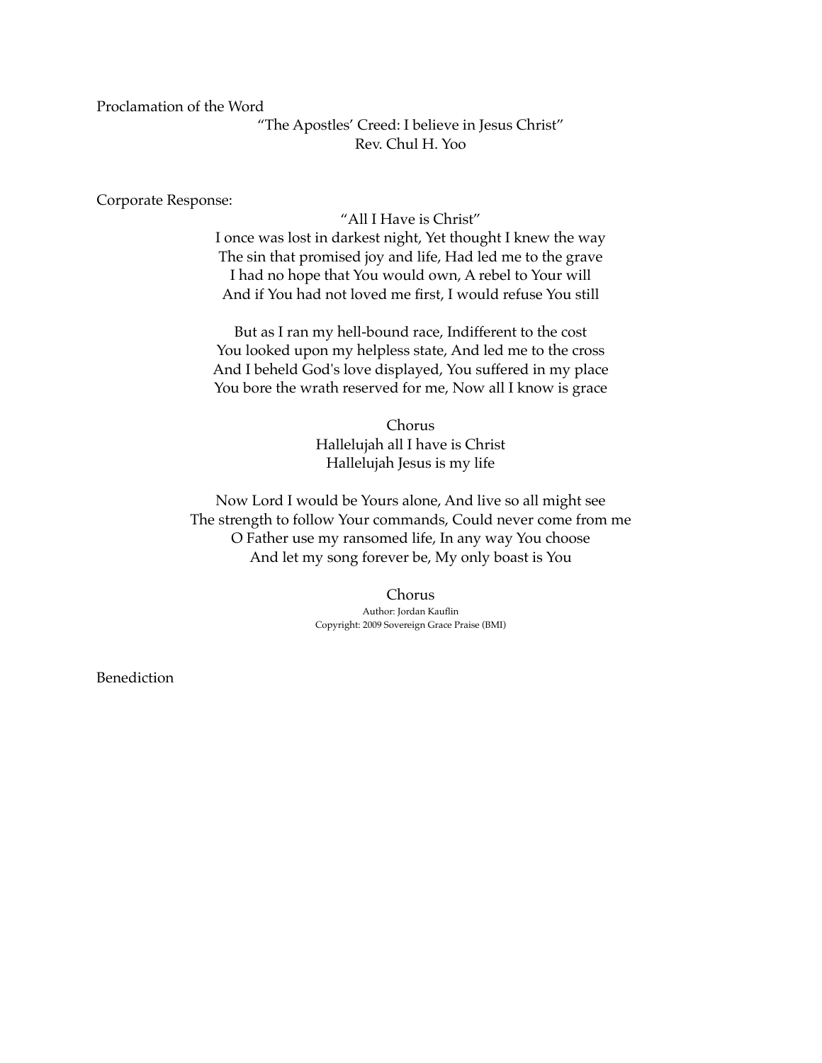Proclamation of the Word

"The Apostles' Creed: I believe in Jesus Christ"
Rev. Chul H. Yoo

Corporate Response:

"All I Have is Christ"

I once was lost in darkest night, Yet thought I knew the way
The sin that promised joy and life, Had led me to the grave
I had no hope that You would own, A rebel to Your will
And if You had not loved me first, I would refuse You still

But as I ran my hell-bound race, Indifferent to the cost
You looked upon my helpless state, And led me to the cross
And I beheld God's love displayed, You suffered in my place
You bore the wrath reserved for me, Now all I know is grace

Chorus
Hallelujah all I have is Christ
Hallelujah Jesus is my life

Now Lord I would be Yours alone, And live so all might see
The strength to follow Your commands, Could never come from me
O Father use my ransomed life, In any way You choose
And let my song forever be, My only boast is You

Chorus

Author: Jordan Kauflin
Copyright: 2009 Sovereign Grace Praise (BMI)

Benediction